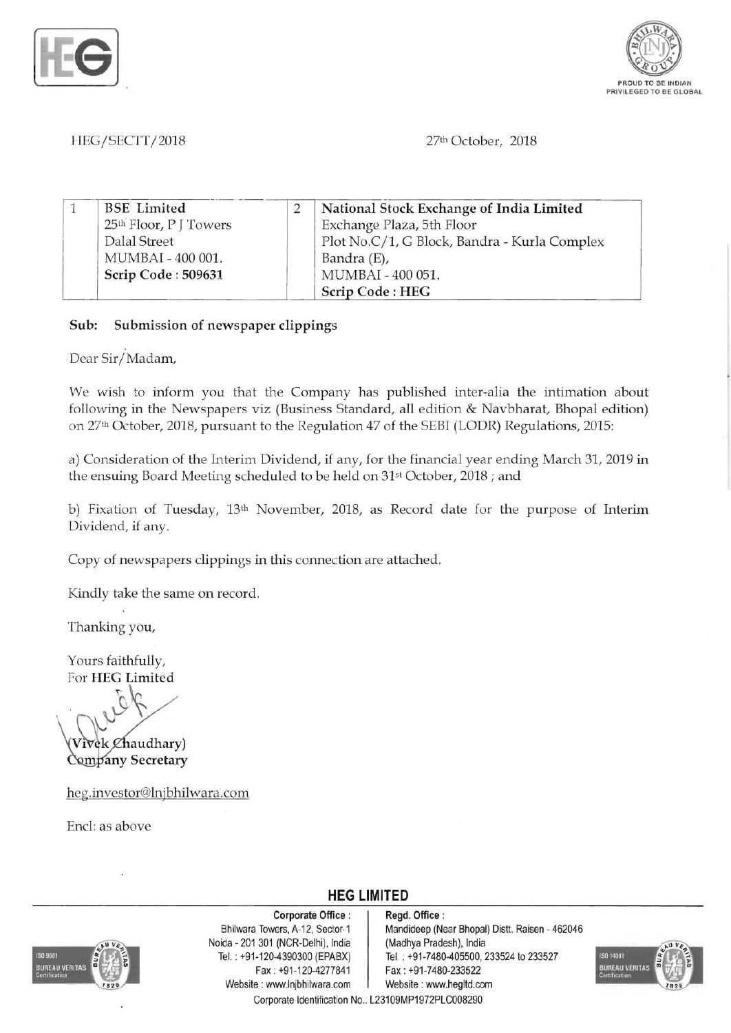HEG/SECTT/2018

27th October, 2018

| 1 | BSE Limited<br>25th Floor, P J Towers<br>Dalal Street<br>MUMBAI - 400 001.<br>**Scrip Code : 509631** | 2 | **National Stock Exchange of India Limited**<br>Exchange Plaza, 5th Floor<br>Plot No.C/1, G Block, Bandra - Kurla Complex<br>Bandra (E),<br>MUMBAI - 400 051.<br>**Scrip Code : HEG** |
|---|---|---|---|

**Sub: Submission of newspaper clippings**

Dear Sir/Madam,

We wish to inform you that the Company has published inter-alia the intimation about following in the Newspapers viz (Business Standard, all edition & Navbharat, Bhopal edition) on 27th October, 2018, pursuant to the Regulation 47 of the SEBI (LODR) Regulations, 2015:

a) Consideration of the Interim Dividend, if any, for the financial year ending March 31, 2019 in the ensuing Board Meeting scheduled to be held on 31st October, 2018 ; and

b) Fixation of Tuesday, 13th November, 2018, as Record date for the purpose of Interim Dividend, if any.

Copy of newspapers clippings in this connection are attached.

Kindly take the same on record.

Thanking you,

Yours faithfully,
For **HEG Limited**

(**Vivek Chaudhary**)
**Company Secretary**

heg.investor@lnjbhilwara.com

Encl: as above

**HEG LIMITED**

**Corporate Office :**
Bhilwara Towers, A-12, Sector-1
Noida - 201 301 (NCR-Delhi), India
Tel. : +91-120-4390300 (EPABX)
Fax : +91-120-4277841
Website : www.lnjbhilwara.com

**Regd. Office :**
Mandideep (Near Bhopal) Distt. Raisen - 462046
(Madhya Pradesh), India
Tel. : +91-7480-405500, 233524 to 233527
Fax : +91-7480-233522
Website : www.hegltd.com

Corporate Identification No.: L23109MP1972PLC008290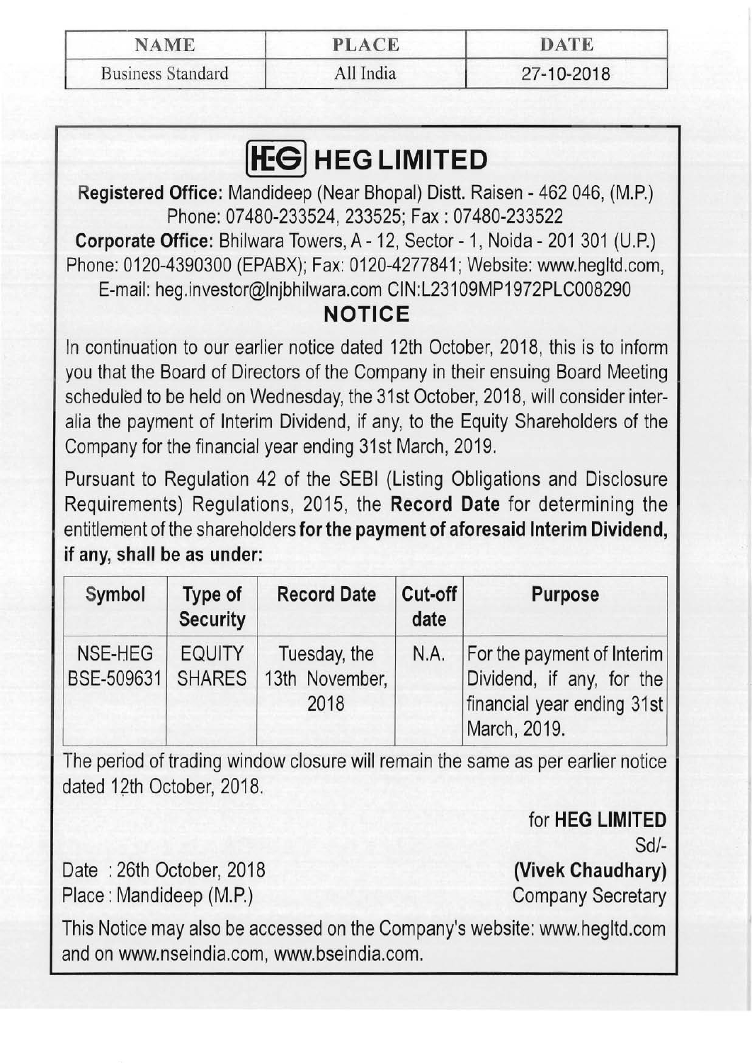| NAME | PLACE | DATE |
|---|---|---|
| Business Standard | All India | 27-10-2018 |

# HEG LIMITED

**Registered Office:** Mandideep (Near Bhopal) Distt. Raisen - 462 046, (M.P.)
Phone: 07480-233524, 233525; Fax : 07480-233522
**Corporate Office:** Bhilwara Towers, A - 12, Sector - 1, Noida - 201 301 (U.P.)
Phone: 0120-4390300 (EPABX); Fax: 0120-4277841; Website: www.hegltd.com,
E-mail: heg.investor@lnjbhilwara.com CIN:L23109MP1972PLC008290

## NOTICE

In continuation to our earlier notice dated 12th October, 2018, this is to inform you that the Board of Directors of the Company in their ensuing Board Meeting scheduled to be held on Wednesday, the 31st October, 2018, will consider inter-alia the payment of Interim Dividend, if any, to the Equity Shareholders of the Company for the financial year ending 31st March, 2019.

Pursuant to Regulation 42 of the SEBI (Listing Obligations and Disclosure Requirements) Regulations, 2015, the **Record Date** for determining the entitlement of the shareholders **for the payment of aforesaid Interim Dividend, if any, shall be as under:**

| Symbol | Type of Security | Record Date | Cut-off date | Purpose |
|---|---|---|---|---|
| NSE-HEG BSE-509631 | EQUITY SHARES | Tuesday, the 13th November, 2018 | N.A. | For the payment of Interim Dividend, if any, for the financial year ending 31st March, 2019. |

The period of trading window closure will remain the same as per earlier notice dated 12th October, 2018.

for **HEG LIMITED**
Sd/-
**(Vivek Chaudhary)**
Company Secretary

Date : 26th October, 2018
Place : Mandideep (M.P.)

This Notice may also be accessed on the Company's website: www.hegltd.com and on www.nseindia.com, www.bseindia.com.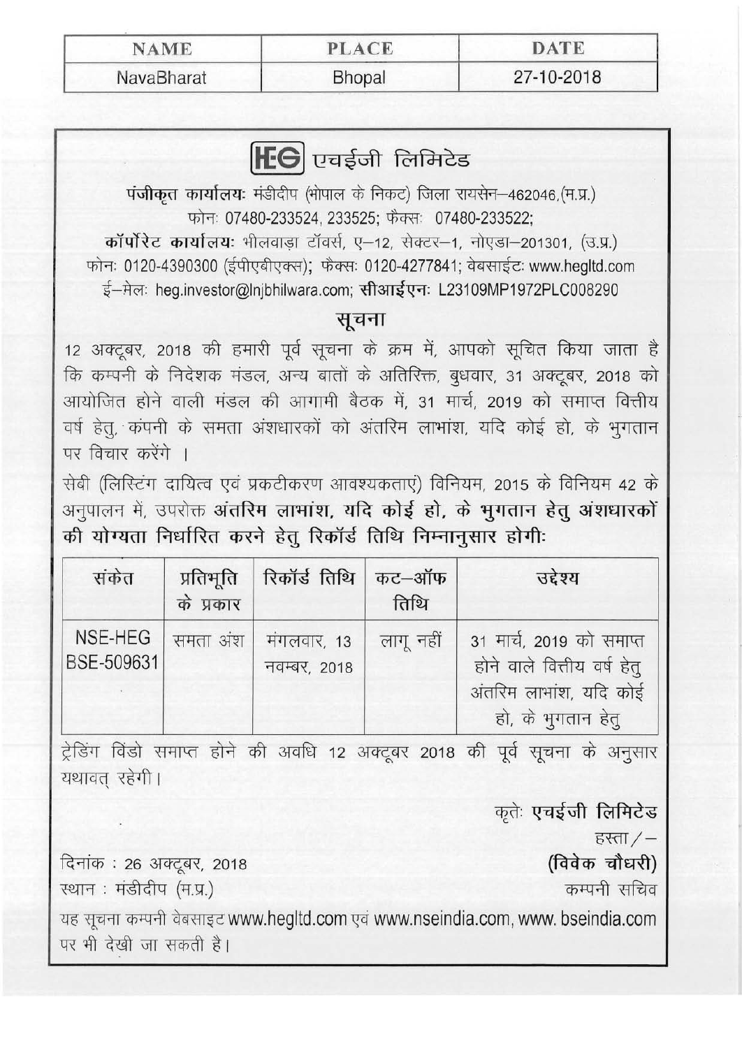| NAME | PLACE | DATE |
|---|---|---|
| NavaBharat | Bhopal | 27-10-2018 |

# HEG एचईजी लिमिटेड

**पंजीकृत कार्यालयः** मंडीदीप (भोपाल के निकट) जिला रायसेन–462046,(म.प्र.)
फोनः 07480-233524, 233525; फैक्सः 07480-233522;
**कॉर्पोरेट कार्यालयः** भीलवाड़ा टॉवर्स, ए–12, सेक्टर–1, नोएडा–201301, (उ.प्र.)
फोनः 0120-4390300 (ईपीएबीएक्स); फैक्सः 0120-4277841; वेबसाईटः www.hegltd.com
ई–मेलः heg.investor@lnjbhilwara.com; **सीआईएनः** L23109MP1972PLC008290

## सूचना

12 अक्टूबर, 2018 की हमारी पूर्व सूचना के क्रम में, आपको सूचित किया जाता है कि कम्पनी के निदेशक मंडल, अन्य बातों के अतिरिक्त, बुधवार, 31 अक्टूबर, 2018 को आयोजित होने वाली मंडल की आगामी बैठक में, 31 मार्च, 2019 को समाप्त वित्तीय वर्ष हेतु, कंपनी के समता अंशधारकों को अंतरिम लाभांश, यदि कोई हो, के भुगतान पर विचार करेंगे ।

सेबी (लिस्टिंग दायित्व एवं प्रकटीकरण आवश्यकताएं) विनियम, 2015 के विनियम 42 के अनुपालन में, उपरोक्त **अंतरिम लाभांश, यदि कोई हो, के भुगतान हेतु अंशधारकों की योग्यता निर्धारित करने हेतु रिकॉर्ड तिथि निम्नानुसार होगीः**

| संकेत | प्रतिभूति के प्रकार | रिकॉर्ड तिथि | कट–ऑफ तिथि | उद्देश्य |
|---|---|---|---|---|
| NSE-HEG BSE-509631 | समता अंश | मंगलवार, 13 नवम्बर, 2018 | लागू नहीं | 31 मार्च, 2019 को समाप्त होने वाले वित्तीय वर्ष हेतु अंतरिम लाभांश, यदि कोई हो, के भुगतान हेतु |

ट्रेडिंग विंडो समाप्त होने की अवधि 12 अक्टूबर 2018 की पूर्व सूचना के अनुसार यथावत् रहेगी।

कृतेः **एचईजी लिमिटेड**
हस्ता/–
**(विवेक चौधरी)**
कम्पनी सचिव

दिनांक : 26 अक्टूबर, 2018
स्थान : मंडीदीप (म.प्र.)

यह सूचना कम्पनी वेबसाइट www.hegltd.com एवं www.nseindia.com, www. bseindia.com पर भी देखी जा सकती है।